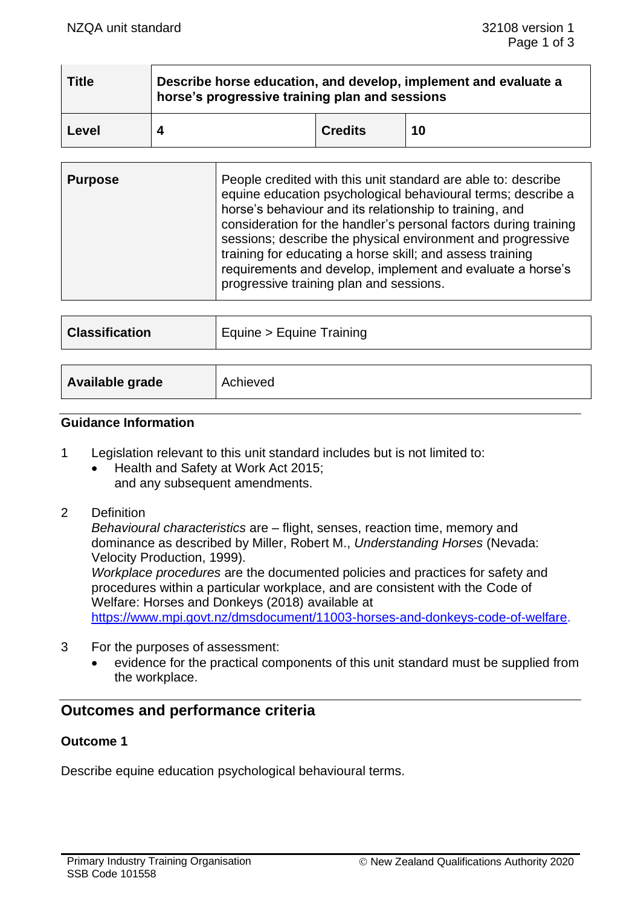| **Title** | **Describe horse education, and develop, implement and evaluate a horse's progressive training plan and sessions** | | |
|---|---|---|---|
| **Level** | **4** | **Credits** | **10** |

| **Purpose** | People credited with this unit standard are able to: describe equine education psychological behavioural terms; describe a horse's behaviour and its relationship to training, and consideration for the handler's personal factors during training sessions; describe the physical environment and progressive training for educating a horse skill; and assess training requirements and develop, implement and evaluate a horse's progressive training plan and sessions. |
|---|---|

| **Classification** | Equine > Equine Training |
|---|---|

| **Available grade** | Achieved |
|---|---|

### Guidance Information

1. Legislation relevant to this unit standard includes but is not limited to:
   - Health and Safety at Work Act 2015;
   
   and any subsequent amendments.

2. Definition

   *Behavioural characteristics* are – flight, senses, reaction time, memory and dominance as described by Miller, Robert M., *Understanding Horses* (Nevada: Velocity Production, 1999).

   *Workplace procedures* are the documented policies and practices for safety and procedures within a particular workplace, and are consistent with the Code of Welfare: Horses and Donkeys (2018) available at https://www.mpi.govt.nz/dmsdocument/11003-horses-and-donkeys-code-of-welfare.

3. For the purposes of assessment:
   - evidence for the practical components of this unit standard must be supplied from the workplace.

## Outcomes and performance criteria

### Outcome 1

Describe equine education psychological behavioural terms.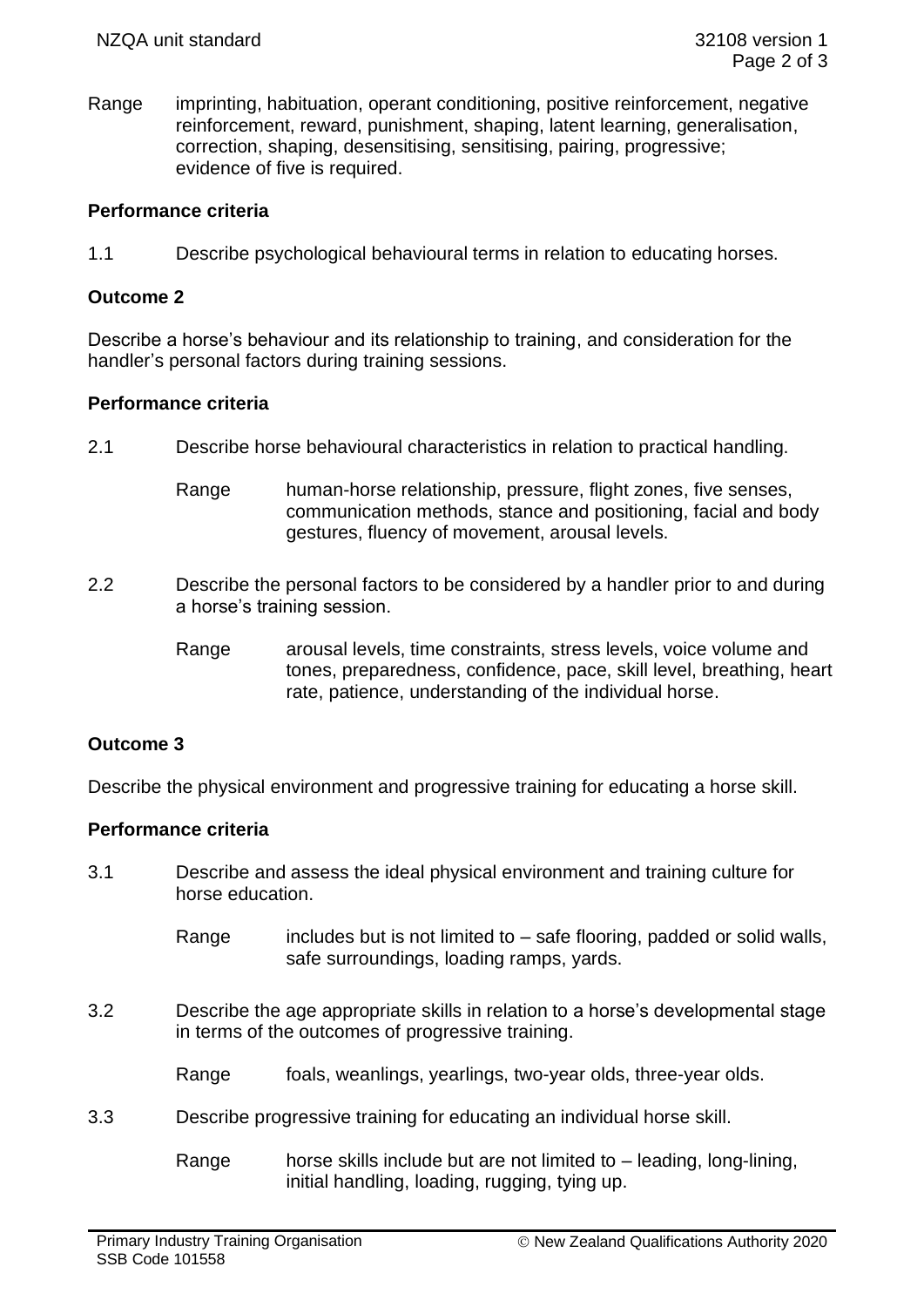Range imprinting, habituation, operant conditioning, positive reinforcement, negative reinforcement, reward, punishment, shaping, latent learning, generalisation, correction, shaping, desensitising, sensitising, pairing, progressive; evidence of five is required.

**Performance criteria**

1.1 Describe psychological behavioural terms in relation to educating horses.

**Outcome 2**

Describe a horse's behaviour and its relationship to training, and consideration for the handler's personal factors during training sessions.

**Performance criteria**

2.1 Describe horse behavioural characteristics in relation to practical handling.

Range human-horse relationship, pressure, flight zones, five senses, communication methods, stance and positioning, facial and body gestures, fluency of movement, arousal levels.

2.2 Describe the personal factors to be considered by a handler prior to and during a horse's training session.

Range arousal levels, time constraints, stress levels, voice volume and tones, preparedness, confidence, pace, skill level, breathing, heart rate, patience, understanding of the individual horse.

**Outcome 3**

Describe the physical environment and progressive training for educating a horse skill.

**Performance criteria**

3.1 Describe and assess the ideal physical environment and training culture for horse education.

Range includes but is not limited to – safe flooring, padded or solid walls, safe surroundings, loading ramps, yards.

3.2 Describe the age appropriate skills in relation to a horse's developmental stage in terms of the outcomes of progressive training.

Range foals, weanlings, yearlings, two-year olds, three-year olds.

3.3 Describe progressive training for educating an individual horse skill.

Range horse skills include but are not limited to – leading, long-lining, initial handling, loading, rugging, tying up.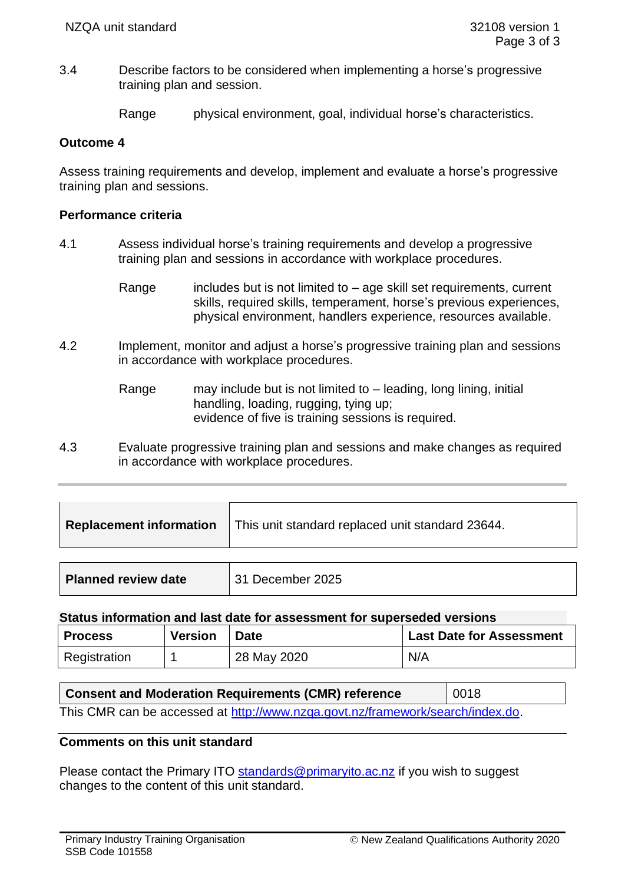3.4 Describe factors to be considered when implementing a horse's progressive training plan and session.

Range physical environment, goal, individual horse's characteristics.

**Outcome 4**

Assess training requirements and develop, implement and evaluate a horse's progressive training plan and sessions.

**Performance criteria**

4.1 Assess individual horse's training requirements and develop a progressive training plan and sessions in accordance with workplace procedures.

Range includes but is not limited to – age skill set requirements, current skills, required skills, temperament, horse's previous experiences, physical environment, handlers experience, resources available.

4.2 Implement, monitor and adjust a horse's progressive training plan and sessions in accordance with workplace procedures.

Range may include but is not limited to – leading, long lining, initial handling, loading, rugging, tying up;
evidence of five is training sessions is required.

4.3 Evaluate progressive training plan and sessions and make changes as required in accordance with workplace procedures.

---

| | |
|---|---|
| **Replacement information** | This unit standard replaced unit standard 23644. |

| | |
|---|---|
| **Planned review date** | 31 December 2025 |

**Status information and last date for assessment for superseded versions**

| **Process** | **Version** | **Date** | **Last Date for Assessment** |
|---|---|---|---|
| Registration | 1 | 28 May 2020 | N/A |

| | |
|---|---|
| **Consent and Moderation Requirements (CMR) reference** | 0018 |

This CMR can be accessed at http://www.nzqa.govt.nz/framework/search/index.do.

**Comments on this unit standard**

Please contact the Primary ITO standards@primaryito.ac.nz if you wish to suggest changes to the content of this unit standard.